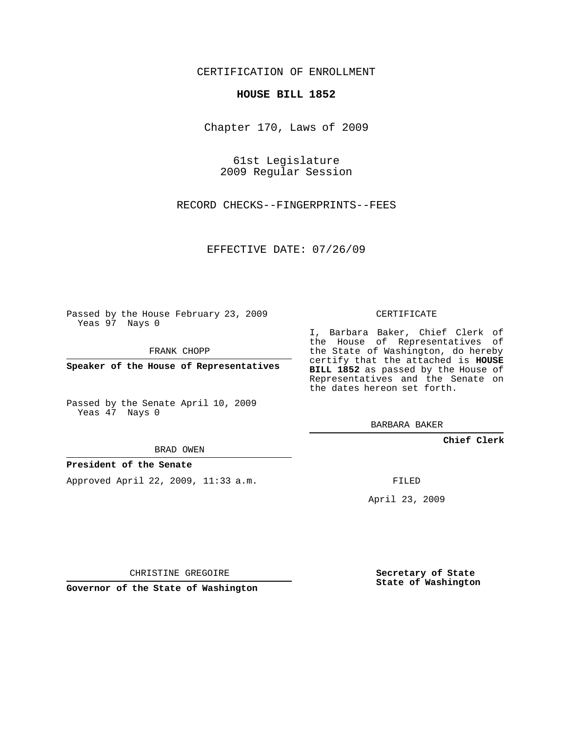CERTIFICATION OF ENROLLMENT

**HOUSE BILL 1852**

Chapter 170, Laws of 2009

61st Legislature
2009 Regular Session

RECORD CHECKS--FINGERPRINTS--FEES

EFFECTIVE DATE: 07/26/09

Passed by the House February 23, 2009
Yeas 97 Nays 0

FRANK CHOPP

**Speaker of the House of Representatives**

Passed by the Senate April 10, 2009
Yeas 47 Nays 0

BRAD OWEN

**President of the Senate**

Approved April 22, 2009, 11:33 a.m.

CHRISTINE GREGOIRE

**Governor of the State of Washington**

CERTIFICATE

I, Barbara Baker, Chief Clerk of the House of Representatives of the State of Washington, do hereby certify that the attached is **HOUSE BILL 1852** as passed by the House of Representatives and the Senate on the dates hereon set forth.

BARBARA BAKER

**Chief Clerk**

FILED

April 23, 2009

**Secretary of State**
**State of Washington**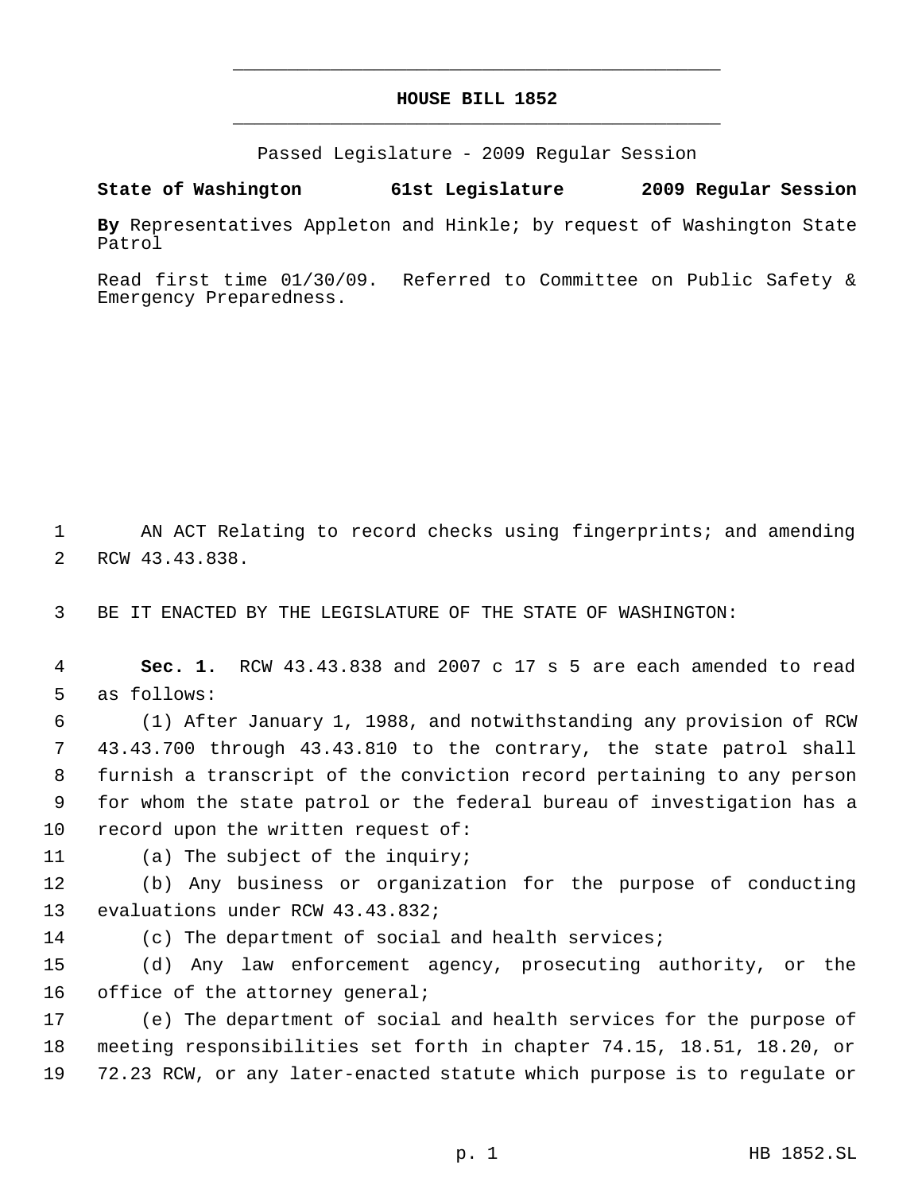# HOUSE BILL 1852

Passed Legislature - 2009 Regular Session

**State of Washington 61st Legislature 2009 Regular Session**

**By** Representatives Appleton and Hinkle; by request of Washington State Patrol

Read first time 01/30/09. Referred to Committee on Public Safety & Emergency Preparedness.

AN ACT Relating to record checks using fingerprints; and amending RCW 43.43.838.

BE IT ENACTED BY THE LEGISLATURE OF THE STATE OF WASHINGTON:

**Sec. 1.** RCW 43.43.838 and 2007 c 17 s 5 are each amended to read as follows:

(1) After January 1, 1988, and notwithstanding any provision of RCW 43.43.700 through 43.43.810 to the contrary, the state patrol shall furnish a transcript of the conviction record pertaining to any person for whom the state patrol or the federal bureau of investigation has a record upon the written request of:

(a) The subject of the inquiry;

(b) Any business or organization for the purpose of conducting evaluations under RCW 43.43.832;

(c) The department of social and health services;

(d) Any law enforcement agency, prosecuting authority, or the office of the attorney general;

(e) The department of social and health services for the purpose of meeting responsibilities set forth in chapter 74.15, 18.51, 18.20, or 72.23 RCW, or any later-enacted statute which purpose is to regulate or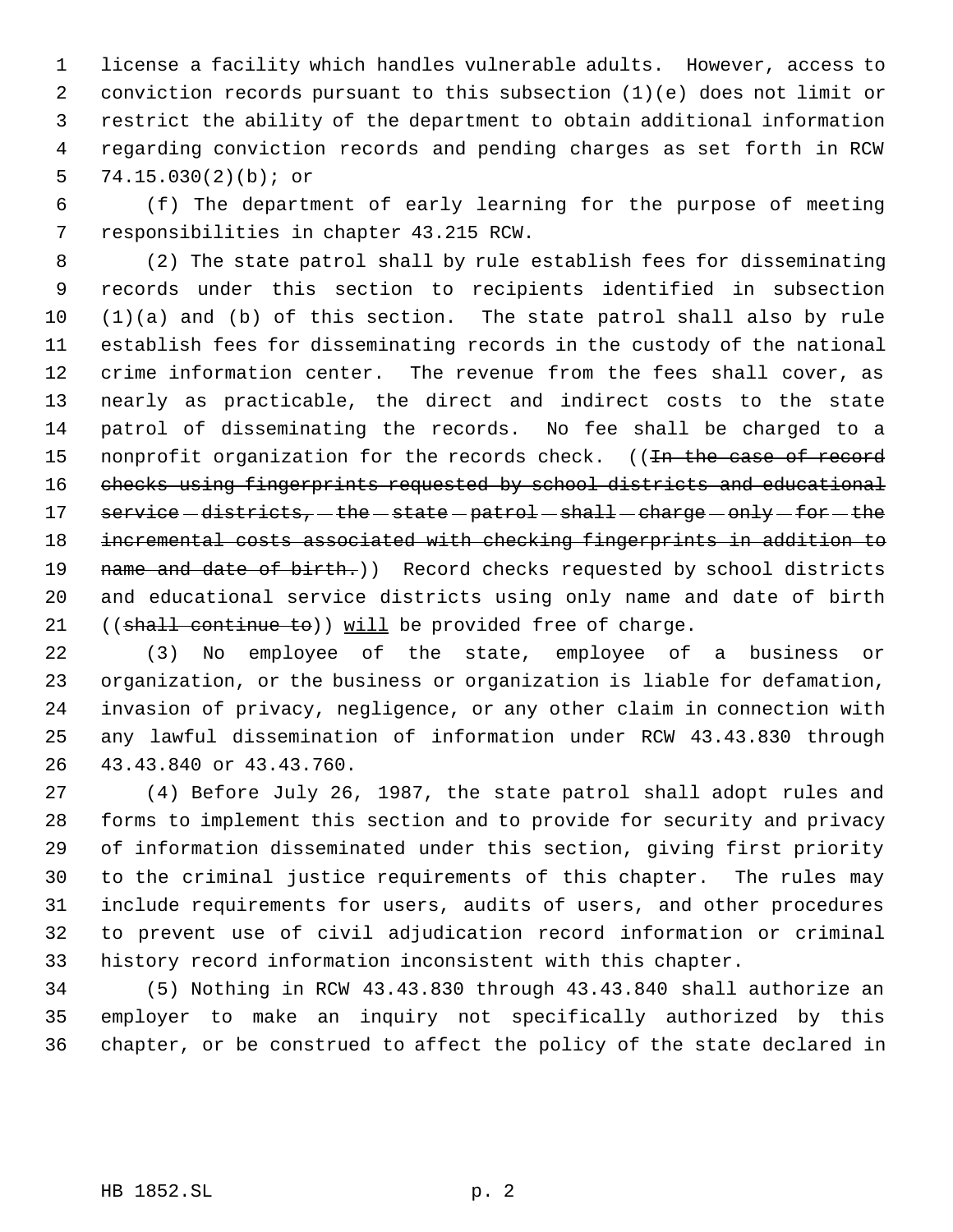license a facility which handles vulnerable adults. However, access to conviction records pursuant to this subsection (1)(e) does not limit or restrict the ability of the department to obtain additional information regarding conviction records and pending charges as set forth in RCW 74.15.030(2)(b); or

(f) The department of early learning for the purpose of meeting responsibilities in chapter 43.215 RCW.

(2) The state patrol shall by rule establish fees for disseminating records under this section to recipients identified in subsection (1)(a) and (b) of this section. The state patrol shall also by rule establish fees for disseminating records in the custody of the national crime information center. The revenue from the fees shall cover, as nearly as practicable, the direct and indirect costs to the state patrol of disseminating the records. No fee shall be charged to a nonprofit organization for the records check. ((~~In the case of record checks using fingerprints requested by school districts and educational service districts, the state patrol shall charge only for the incremental costs associated with checking fingerprints in addition to name and date of birth.~~)) Record checks requested by school districts and educational service districts using only name and date of birth ((~~shall continue to~~)) <u>will</u> be provided free of charge.

(3) No employee of the state, employee of a business or organization, or the business or organization is liable for defamation, invasion of privacy, negligence, or any other claim in connection with any lawful dissemination of information under RCW 43.43.830 through 43.43.840 or 43.43.760.

(4) Before July 26, 1987, the state patrol shall adopt rules and forms to implement this section and to provide for security and privacy of information disseminated under this section, giving first priority to the criminal justice requirements of this chapter. The rules may include requirements for users, audits of users, and other procedures to prevent use of civil adjudication record information or criminal history record information inconsistent with this chapter.

(5) Nothing in RCW 43.43.830 through 43.43.840 shall authorize an employer to make an inquiry not specifically authorized by this chapter, or be construed to affect the policy of the state declared in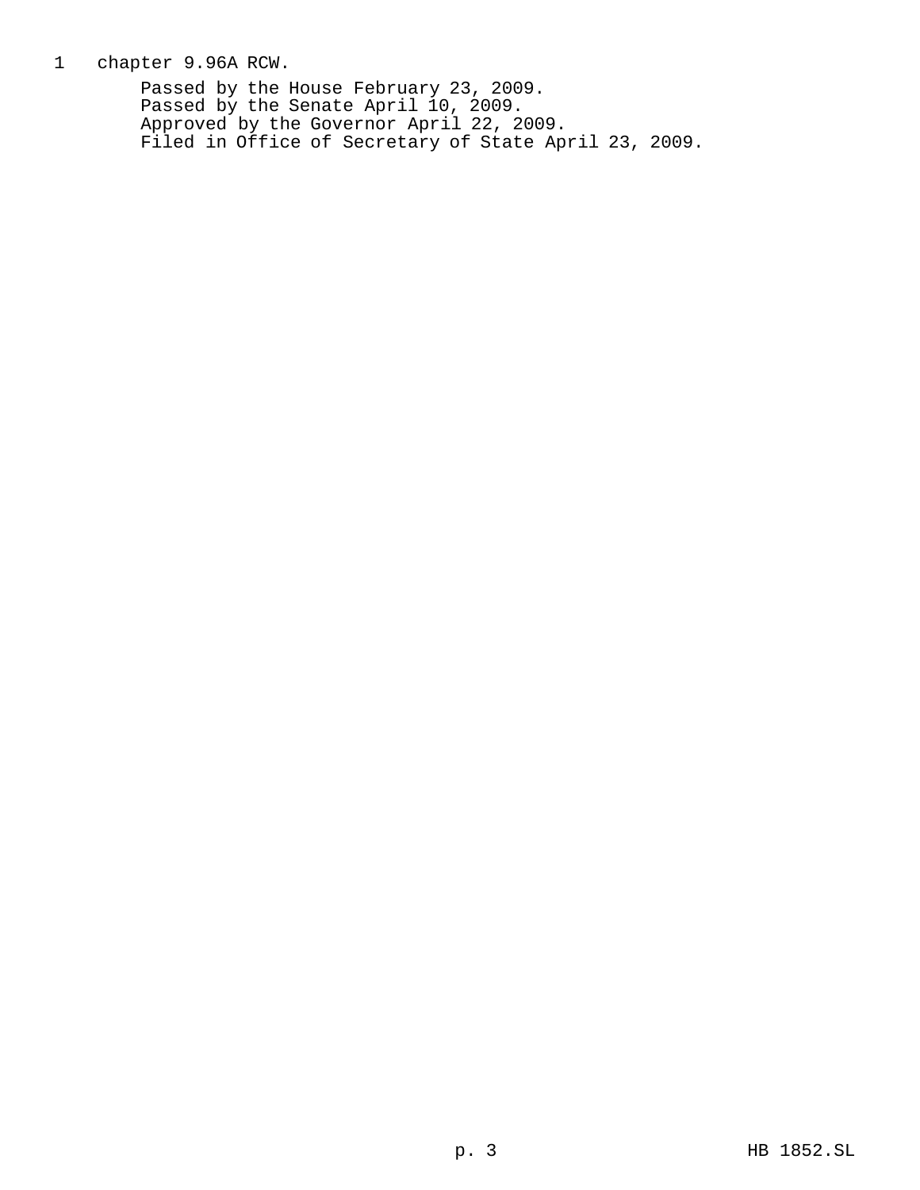chapter 9.96A RCW.

Passed by the House February 23, 2009.
Passed by the Senate April 10, 2009.
Approved by the Governor April 22, 2009.
Filed in Office of Secretary of State April 23, 2009.